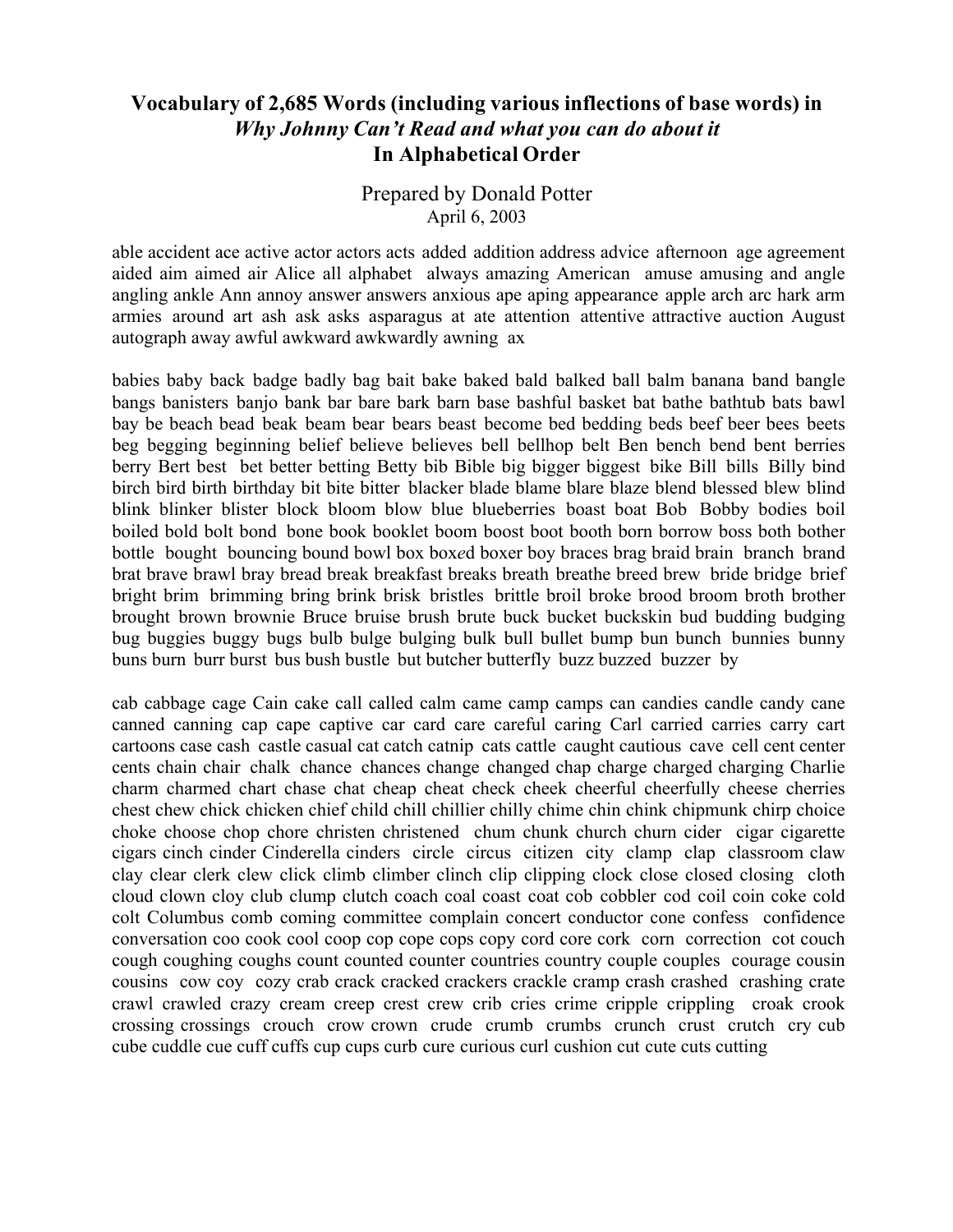# Vocabulary of 2,685 Words (including various inflections of base words) in *Why Johnny Can't Read and what you can do about it* In Alphabetical Order

Prepared by Donald Potter
April 6, 2003

able accident ace active actor actors acts added addition address advice afternoon age agreement aided aim aimed air Alice all alphabet always amazing American amuse amusing and angle angling ankle Ann annoy answer answers anxious ape aping appearance apple arch arc hark arm armies around art ash ask asks asparagus at ate attention attentive attractive auction August autograph away awful awkward awkwardly awning ax

babies baby back badge badly bag bait bake baked bald balked ball balm banana band bangle bangs banisters banjo bank bar bare bark barn base bashful basket bat bathe bathtub bats bawl bay be beach bead beak beam bear bears beast become bed bedding beds beef beer bees beets beg begging beginning belief believe believes bell bellhop belt Ben bench bend bent berries berry Bert best bet better betting Betty bib Bible big bigger biggest bike Bill bills Billy bind birch bird birth birthday bit bite bitter blacker blade blame blare blaze blend blessed blew blind blink blinker blister block bloom blow blue blueberries boast boat Bob Bobby bodies boil boiled bold bolt bond bone book booklet boom boost boot booth born borrow boss both bother bottle bought bouncing bound bowl box boxed boxer boy braces brag braid brain branch brand brat brave brawl bray bread break breakfast breaks breath breathe breed brew bride bridge brief bright brim brimming bring brink brisk bristles brittle broil broke brood broom broth brother brought brown brownie Bruce bruise brush brute buck bucket buckskin bud budding budging bug buggies buggy bugs bulb bulge bulging bulk bull bullet bump bun bunch bunnies bunny buns burn burr burst bus bush bustle but butcher butterfly buzz buzzed buzzer by

cab cabbage cage Cain cake call called calm came camp camps can candies candle candy cane canned canning cap cape captive car card care careful caring Carl carried carries carry cart cartoons case cash castle casual cat catch catnip cats cattle caught cautious cave cell cent center cents chain chair chalk chance chances change changed chap charge charged charging Charlie charm charmed chart chase chat cheap cheat check cheek cheerful cheerfully cheese cherries chest chew chick chicken chief child chill chillier chilly chime chin chink chipmunk chirp choice choke choose chop chore christen christened chum chunk church churn cider cigar cigarette cigars cinch cinder Cinderella cinders circle circus citizen city clamp clap classroom claw clay clear clerk clew click climb climber clinch clip clipping clock close closed closing cloth cloud clown cloy club clump clutch coach coal coast coat cob cobbler cod coil coin coke cold colt Columbus comb coming committee complain concert conductor cone confess confidence conversation coo cook cool coop cop cope cops copy cord core cork corn correction cot couch cough coughing coughs count counted counter countries country couple couples courage cousin cousins cow coy cozy crab crack cracked crackers crackle cramp crash crashed crashing crate crawl crawled crazy cream creep crest crew crib cries crime cripple crippling croak crook crossing crossings crouch crow crown crude crumb crumbs crunch crust crutch cry cub cube cuddle cue cuff cuffs cup cups curb cure curious curl cushion cut cute cuts cutting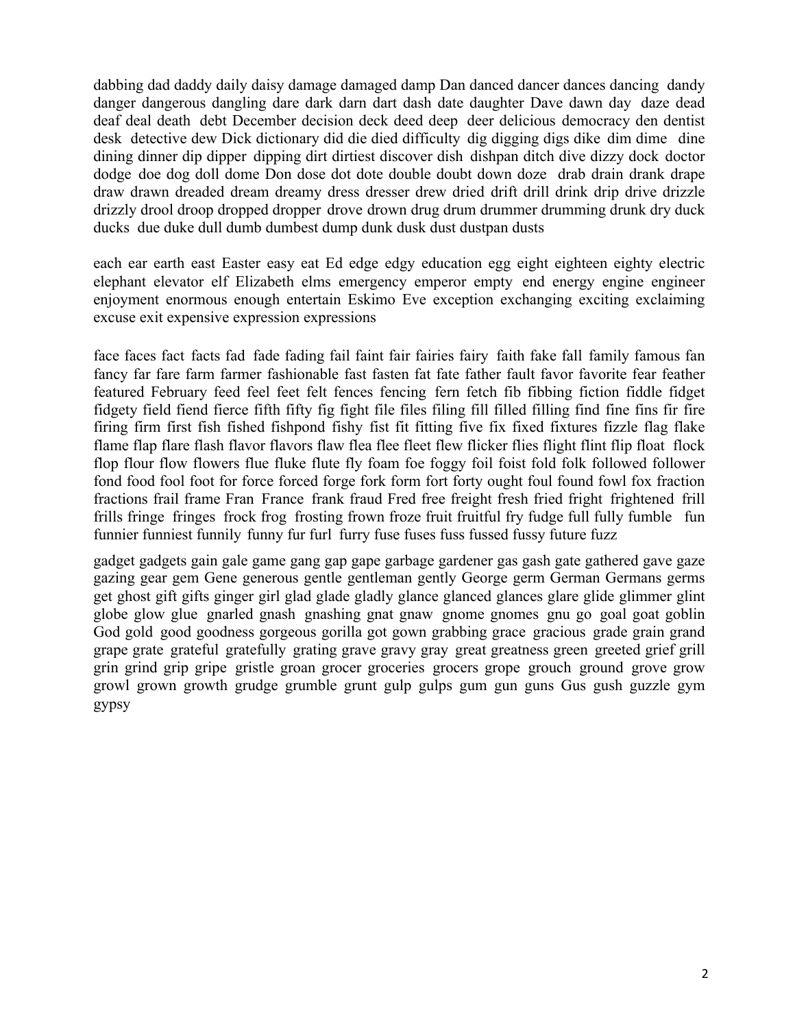dabbing dad daddy daily daisy damage damaged damp Dan danced dancer dances dancing dandy danger dangerous dangling dare dark darn dart dash date daughter Dave dawn day daze dead deaf deal death debt December decision deck deed deep deer delicious democracy den dentist desk detective dew Dick dictionary did die died difficulty dig digging digs dike dim dime dine dining dinner dip dipper dipping dirt dirtiest discover dish dishpan ditch dive dizzy dock doctor dodge doe dog doll dome Don dose dot dote double doubt down doze drab drain drank drape draw drawn dreaded dream dreamy dress dresser drew dried drift drill drink drip drive drizzle drizzly drool droop dropped dropper drove drown drug drum drummer drumming drunk dry duck ducks due duke dull dumb dumbest dump dunk dusk dust dustpan dusts

each ear earth east Easter easy eat Ed edge edgy education egg eight eighteen eighty electric elephant elevator elf Elizabeth elms emergency emperor empty end energy engine engineer enjoyment enormous enough entertain Eskimo Eve exception exchanging exciting exclaiming excuse exit expensive expression expressions

face faces fact facts fad fade fading fail faint fair fairies fairy faith fake fall family famous fan fancy far fare farm farmer fashionable fast fasten fat fate father fault favor favorite fear feather featured February feed feel feet felt fences fencing fern fetch fib fibbing fiction fiddle fidget fidgety field fiend fierce fifth fifty fig fight file files filing fill filled filling find fine fins fir fire firing firm first fish fished fishpond fishy fist fit fitting five fix fixed fixtures fizzle flag flake flame flap flare flash flavor flavors flaw flea flee fleet flew flicker flies flight flint flip float flock flop flour flow flowers flue fluke flute fly foam foe foggy foil foist fold folk followed follower fond food fool foot for force forced forge fork form fort forty ought foul found fowl fox fraction fractions frail frame Fran France frank fraud Fred free freight fresh fried fright frightened frill frills fringe fringes frock frog frosting frown froze fruit fruitful fry fudge full fully fumble fun funnier funniest funnily funny fur furl furry fuse fuses fuss fussed fussy future fuzz

gadget gadgets gain gale game gang gap gape garbage gardener gas gash gate gathered gave gaze gazing gear gem Gene generous gentle gentleman gently George germ German Germans germs get ghost gift gifts ginger girl glad glade gladly glance glanced glances glare glide glimmer glint globe glow glue gnarled gnash gnashing gnat gnaw gnome gnomes gnu go goal goat goblin God gold good goodness gorgeous gorilla got gown grabbing grace gracious grade grain grand grape grate grateful gratefully grating grave gravy gray great greatness green greeted grief grill grin grind grip gripe gristle groan grocer groceries grocers grope grouch ground grove grow growl grown growth grudge grumble grunt gulp gulps gum gun guns Gus gush guzzle gym gypsy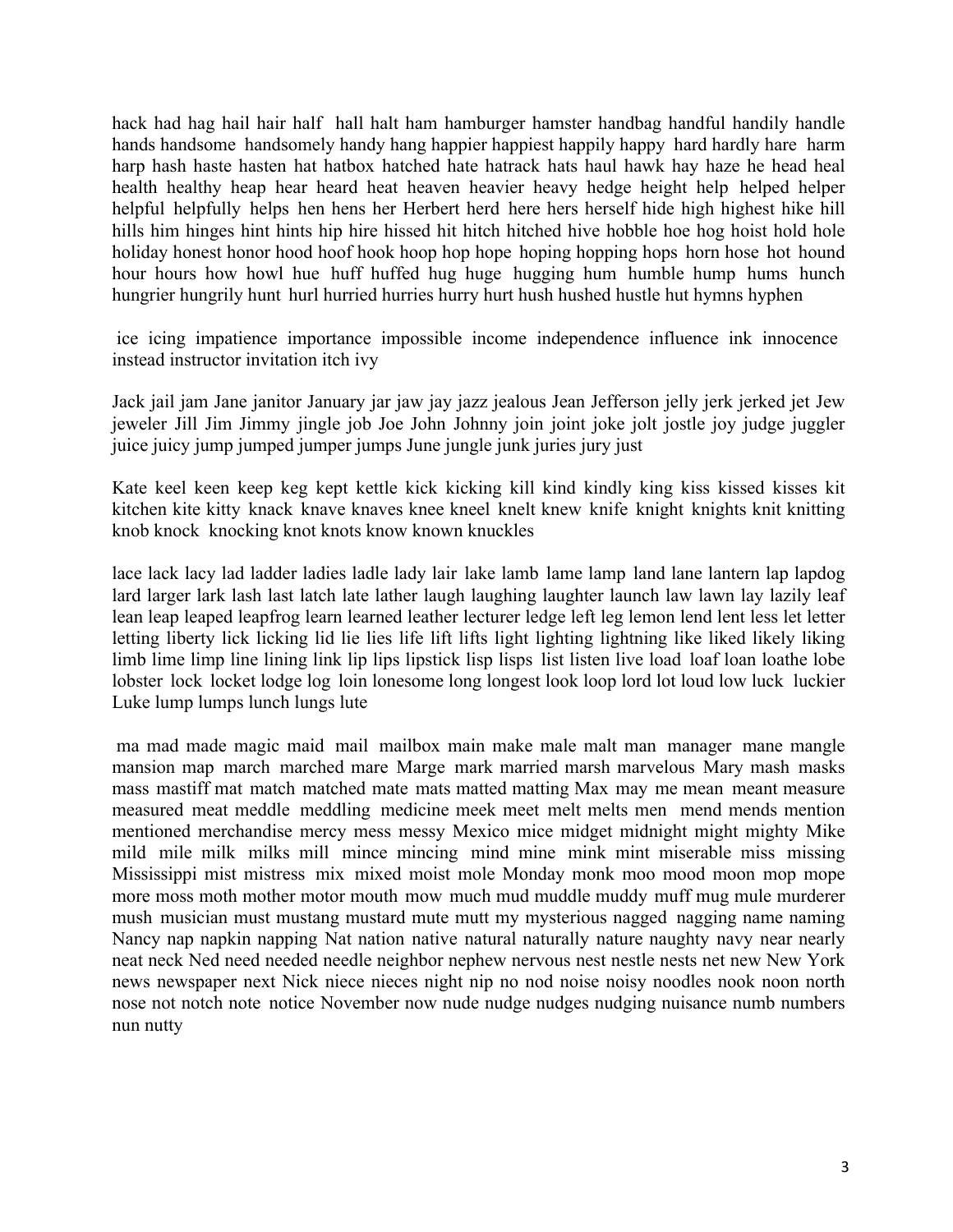hack had hag hail hair half hall halt ham hamburger hamster handbag handful handily handle hands handsome handsomely handy hang happier happiest happily happy hard hardly hare harm harp hash haste hasten hat hatbox hatched hate hatrack hats haul hawk hay haze he head heal health healthy heap hear heard heat heaven heavier heavy hedge height help helped helper helpful helpfully helps hen hens her Herbert herd here hers herself hide high highest hike hill hills him hinges hint hints hip hire hissed hit hitch hitched hive hobble hoe hog hoist hold hole holiday honest honor hood hoof hook hoop hop hope hoping hopping hops horn hose hot hound hour hours how howl hue huff huffed hug huge hugging hum humble hump hums hunch hungrier hungrily hunt hurl hurried hurries hurry hurt hush hushed hustle hut hymns hyphen

ice icing impatience importance impossible income independence influence ink innocence instead instructor invitation itch ivy

Jack jail jam Jane janitor January jar jaw jay jazz jealous Jean Jefferson jelly jerk jerked jet Jew jeweler Jill Jim Jimmy jingle job Joe John Johnny join joint joke jolt jostle joy judge juggler juice juicy jump jumped jumper jumps June jungle junk juries jury just

Kate keel keen keep keg kept kettle kick kicking kill kind kindly king kiss kissed kisses kit kitchen kite kitty knack knave knaves knee kneel knelt knew knife knight knights knit knitting knob knock knocking knot knots know known knuckles

lace lack lacy lad ladder ladies ladle lady lair lake lamb lame lamp land lane lantern lap lapdog lard larger lark lash last latch late lather laugh laughing laughter launch law lawn lay lazily leaf lean leap leaped leapfrog learn learned leather lecturer ledge left leg lemon lend lent less let letter letting liberty lick licking lid lie lies life lift lifts light lighting lightning like liked likely liking limb lime limp line lining link lip lips lipstick lisp lisps list listen live load loaf loan loathe lobe lobster lock locket lodge log loin lonesome long longest look loop lord lot loud low luck luckier Luke lump lumps lunch lungs lute

ma mad made magic maid mail mailbox main make male malt man manager mane mangle mansion map march marched mare Marge mark married marsh marvelous Mary mash masks mass mastiff mat match matched mate mats matted matting Max may me mean meant measure measured meat meddle meddling medicine meek meet melt melts men mend mends mention mentioned merchandise mercy mess messy Mexico mice midget midnight might mighty Mike mild mile milk milks mill mince mincing mind mine mink mint miserable miss missing Mississippi mist mistress mix mixed moist mole Monday monk moo mood moon mop mope more moss moth mother motor mouth mow much mud muddle muddy muff mug mule murderer mush musician must mustang mustard mute mutt my mysterious nagged nagging name naming Nancy nap napkin napping Nat nation native natural naturally nature naughty navy near nearly neat neck Ned need needed needle neighbor nephew nervous nest nestle nests net new New York news newspaper next Nick niece nieces night nip no nod noise noisy noodles nook noon north nose not notch note notice November now nude nudge nudges nudging nuisance numb numbers nun nutty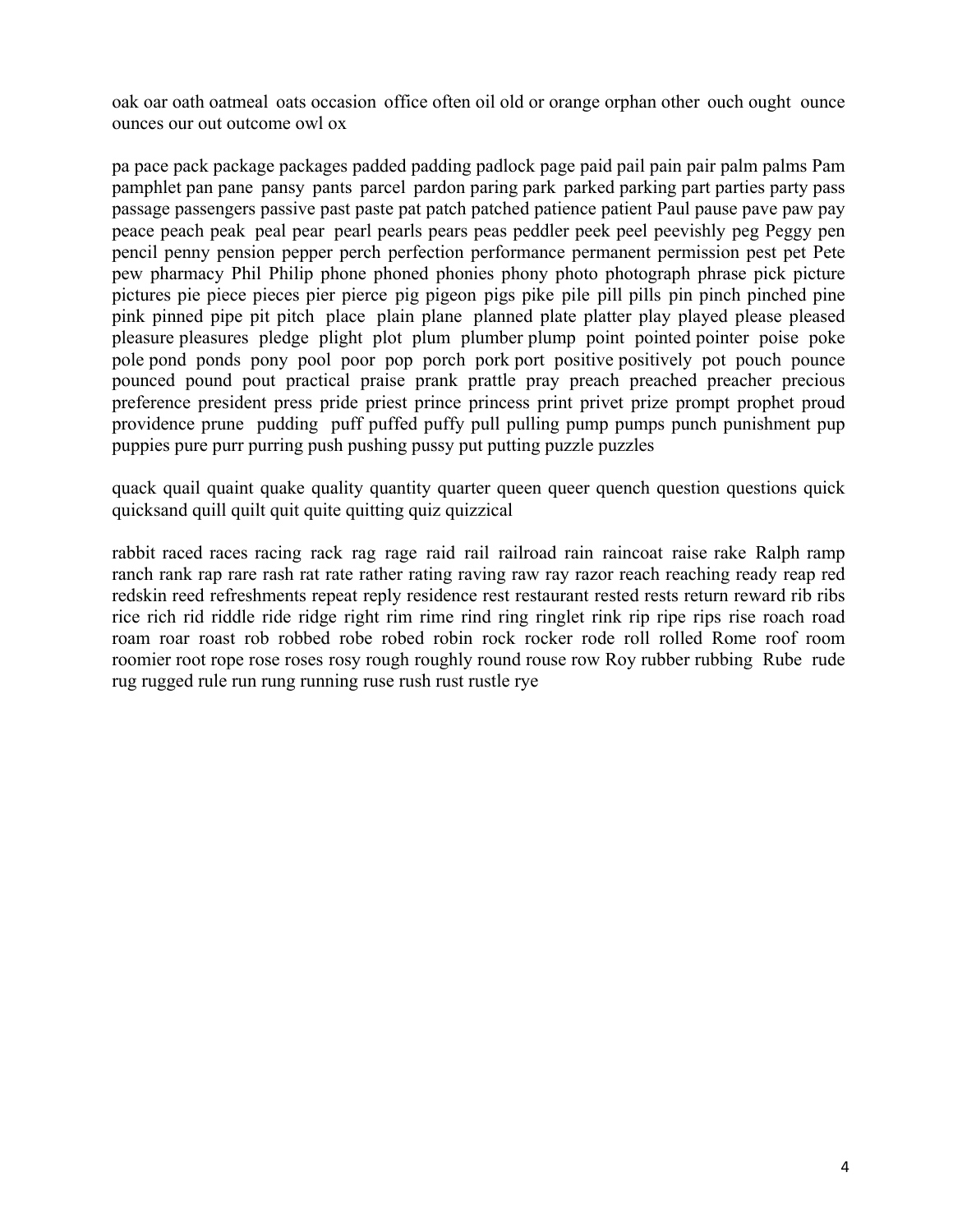oak oar oath oatmeal oats occasion office often oil old or orange orphan other ouch ought ounce ounces our out outcome owl ox

pa pace pack package packages padded padding padlock page paid pail pain pair palm palms Pam pamphlet pan pane pansy pants parcel pardon paring park parked parking part parties party pass passage passengers passive past paste pat patch patched patience patient Paul pause pave paw pay peace peach peak peal pear pearl pearls pears peas peddler peek peel peevishly peg Peggy pen pencil penny pension pepper perch perfection performance permanent permission pest pet Pete pew pharmacy Phil Philip phone phoned phonies phony photo photograph phrase pick picture pictures pie piece pieces pier pierce pig pigeon pigs pike pile pill pills pin pinch pinched pine pink pinned pipe pit pitch place plain plane planned plate platter play played please pleased pleasure pleasures pledge plight plot plum plumber plump point pointed pointer poise poke pole pond ponds pony pool poor pop porch pork port positive positively pot pouch pounce pounced pound pout practical praise prank prattle pray preach preached preacher precious preference president press pride priest prince princess print privet prize prompt prophet proud providence prune pudding puff puffed puffy pull pulling pump pumps punch punishment pup puppies pure purr purring push pushing pussy put putting puzzle puzzles

quack quail quaint quake quality quantity quarter queen queer quench question questions quick quicksand quill quilt quit quite quitting quiz quizzical

rabbit raced races racing rack rag rage raid rail railroad rain raincoat raise rake Ralph ramp ranch rank rap rare rash rat rate rather rating raving raw ray razor reach reaching ready reap red redskin reed refreshments repeat reply residence rest restaurant rested rests return reward rib ribs rice rich rid riddle ride ridge right rim rime rind ring ringlet rink rip ripe rips rise roach road roam roar roast rob robbed robe robed robin rock rocker rode roll rolled Rome roof room roomier root rope rose roses rosy rough roughly round rouse row Roy rubber rubbing Rube rude rug rugged rule run rung running ruse rush rust rustle rye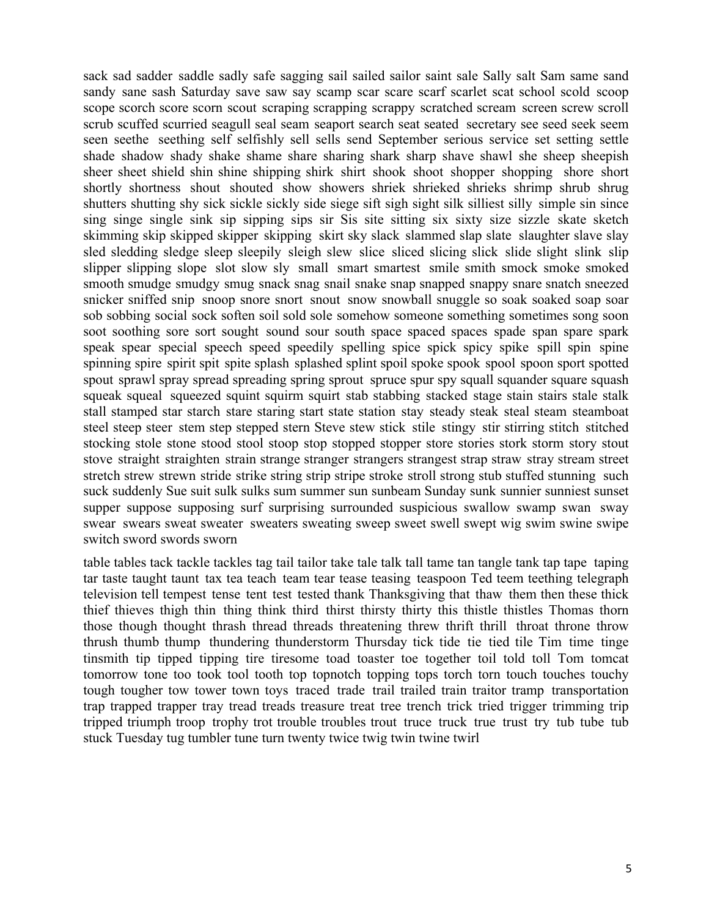sack sad sadder saddle sadly safe sagging sail sailed sailor saint sale Sally salt Sam same sand sandy sane sash Saturday save saw say scamp scar scare scarf scarlet scat school scold scoop scope scorch score scorn scout scraping scrapping scrappy scratched scream screen screw scroll scrub scuffed scurried seagull seal seam seaport search seat seated secretary see seed seek seem seen seethe seething self selfishly sell sells send September serious service set setting settle shade shadow shady shake shame share sharing shark sharp shave shawl she sheep sheepish sheer sheet shield shin shine shipping shirk shirt shook shoot shopper shopping shore short shortly shortness shout shouted show showers shriek shrieked shrieks shrimp shrub shrug shutters shutting shy sick sickle sickly side siege sift sigh sight silk silliest silly simple sin since sing singe single sink sip sipping sips sir Sis site sitting six sixty size sizzle skate sketch skimming skip skipped skipper skipping skirt sky slack slammed slap slate slaughter slave slay sled sledding sledge sleep sleepily sleigh slew slice sliced slicing slick slide slight slink slip slipper slipping slope slot slow sly small smart smartest smile smith smock smoke smoked smooth smudge smudgy smug snack snag snail snake snap snapped snappy snare snatch sneezed snicker sniffed snip snoop snore snort snout snow snowball snuggle so soak soaked soap soar sob sobbing social sock soften soil sold sole somehow someone something sometimes song soon soot soothing sore sort sought sound sour south space spaced spaces spade span spare spark speak spear special speech speed speedily spelling spice spick spicy spike spill spin spine spinning spire spirit spit spite splash splashed splint spoil spoke spook spool spoon sport spotted spout sprawl spray spread spreading spring sprout spruce spur spy squall squander square squash squeak squeal squeezed squint squirm squirt stab stabbing stacked stage stain stairs stale stalk stall stamped star starch stare staring start state station stay steady steak steal steam steamboat steel steep steer stem step stepped stern Steve stew stick stile stingy stir stirring stitch stitched stocking stole stone stood stool stoop stop stopped stopper store stories stork storm story stout stove straight straighten strain strange stranger strangers strangest strap straw stray stream street stretch strew strewn stride strike string strip stripe stroke stroll strong stub stuffed stunning such suck suddenly Sue suit sulk sulks sum summer sun sunbeam Sunday sunk sunnier sunniest sunset supper suppose supposing surf surprising surrounded suspicious swallow swamp swan sway swear swears sweat sweater sweaters sweating sweep sweet swell swept wig swim swine swipe switch sword swords sworn

table tables tack tackle tackles tag tail tailor take tale talk tall tame tan tangle tank tap tape taping tar taste taught taunt tax tea teach team tear tease teasing teaspoon Ted teem teething telegraph television tell tempest tense tent test tested thank Thanksgiving that thaw them then these thick thief thieves thigh thin thing think third thirst thirsty thirty this thistle thistles Thomas thorn those though thought thrash thread threads threatening threw thrift thrill throat throne throw thrush thumb thump thundering thunderstorm Thursday tick tide tie tied tile Tim time tinge tinsmith tip tipped tipping tire tiresome toad toaster toe together toil told toll Tom tomcat tomorrow tone too took tool tooth top topnotch topping tops torch torn touch touches touchy tough tougher tow tower town toys traced trade trail trailed train traitor tramp transportation trap trapped trapper tray tread treads treasure treat tree trench trick tried trigger trimming trip tripped triumph troop trophy trot trouble troubles trout truce truck true trust try tub tube tub stuck Tuesday tug tumbler tune turn twenty twice twig twin twine twirl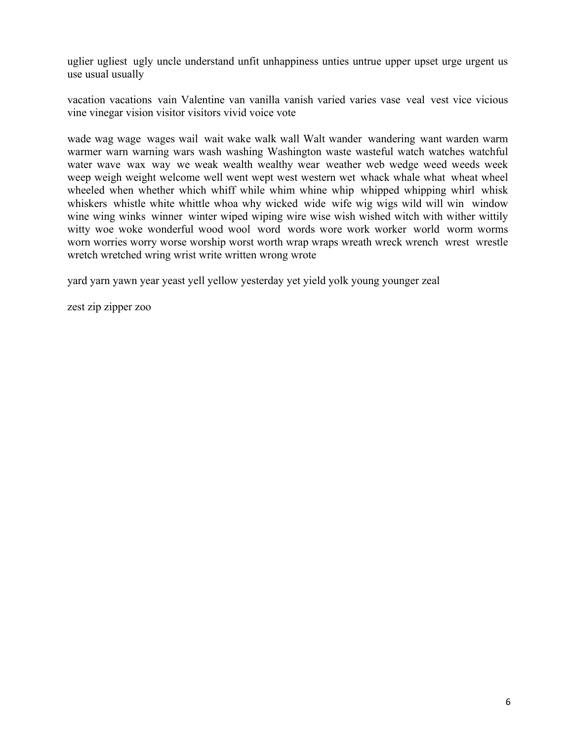uglier ugliest ugly uncle understand unfit unhappiness unties untrue upper upset urge urgent us use usual usually

vacation vacations vain Valentine van vanilla vanish varied varies vase veal vest vice vicious vine vinegar vision visitor visitors vivid voice vote

wade wag wage wages wail wait wake walk wall Walt wander wandering want warden warm warmer warn warning wars wash washing Washington waste wasteful watch watches watchful water wave wax way we weak wealth wealthy wear weather web wedge weed weeds week weep weigh weight welcome well went wept west western wet whack whale what wheat wheel wheeled when whether which whiff while whim whine whip whipped whipping whirl whisk whiskers whistle white whittle whoa why wicked wide wife wig wigs wild will win window wine wing winks winner winter wiped wiping wire wise wish wished witch with wither wittily witty woe woke wonderful wood wool word words wore work worker world worm worms worn worries worry worse worship worst worth wrap wraps wreath wreck wrench wrest wrestle wretch wretched wring wrist write written wrong wrote

yard yarn yawn year yeast yell yellow yesterday yet yield yolk young younger zeal

zest zip zipper zoo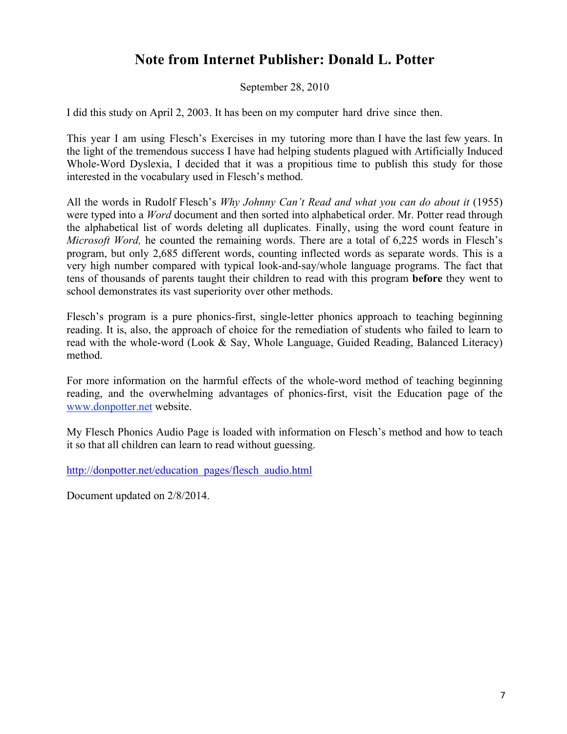# Note from Internet Publisher: Donald L. Potter

September 28, 2010

I did this study on April 2, 2003. It has been on my computer hard drive since then.

This year I am using Flesch's Exercises in my tutoring more than I have the last few years. In the light of the tremendous success I have had helping students plagued with Artificially Induced Whole-Word Dyslexia, I decided that it was a propitious time to publish this study for those interested in the vocabulary used in Flesch's method.

All the words in Rudolf Flesch's *Why Johnny Can't Read and what you can do about it* (1955) were typed into a *Word* document and then sorted into alphabetical order. Mr. Potter read through the alphabetical list of words deleting all duplicates. Finally, using the word count feature in *Microsoft Word,* he counted the remaining words. There are a total of 6,225 words in Flesch's program, but only 2,685 different words, counting inflected words as separate words. This is a very high number compared with typical look-and-say/whole language programs. The fact that tens of thousands of parents taught their children to read with this program **before** they went to school demonstrates its vast superiority over other methods.

Flesch's program is a pure phonics-first, single-letter phonics approach to teaching beginning reading. It is, also, the approach of choice for the remediation of students who failed to learn to read with the whole-word (Look & Say, Whole Language, Guided Reading, Balanced Literacy) method.

For more information on the harmful effects of the whole-word method of teaching beginning reading, and the overwhelming advantages of phonics-first, visit the Education page of the www.donpotter.net website.

My Flesch Phonics Audio Page is loaded with information on Flesch's method and how to teach it so that all children can learn to read without guessing.

http://donpotter.net/education_pages/flesch_audio.html

Document updated on 2/8/2014.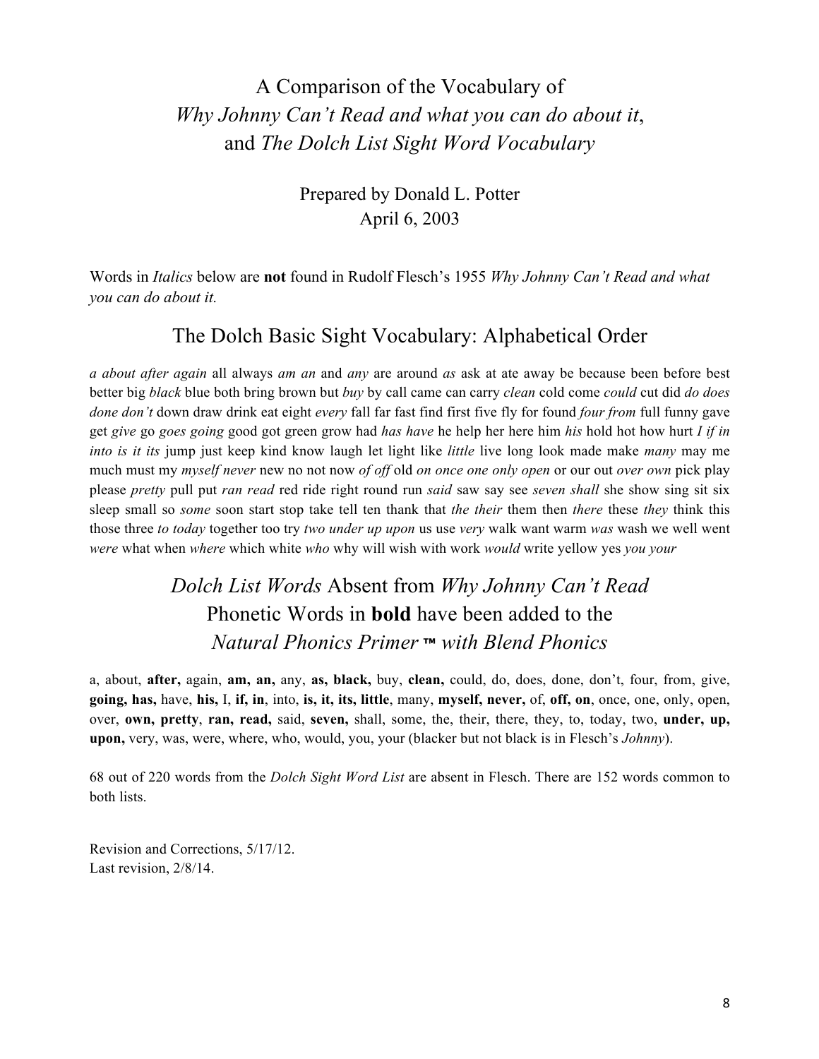# A Comparison of the Vocabulary of *Why Johnny Can't Read and what you can do about it*, and *The Dolch List Sight Word Vocabulary*

Prepared by Donald L. Potter
April 6, 2003

Words in *Italics* below are **not** found in Rudolf Flesch's 1955 *Why Johnny Can't Read and what you can do about it.*

## The Dolch Basic Sight Vocabulary: Alphabetical Order

*a about after again* all always *am an* and *any* are around *as* ask at ate away be because been before best better big *black* blue both bring brown but *buy* by call came can carry *clean* cold come *could* cut did *do does done don't* down draw drink eat eight *every* fall far fast find first five fly for found *four from* full funny gave get *give* go *goes going* good got green grow had *has have* he help her here him *his* hold hot how hurt *I if in into is it its* jump just keep kind know laugh let light like *little* live long look made make *many* may me much must my *myself never* new no not now *of off* old *on once one only open* or our out *over own* pick play please *pretty* pull put *ran read* red ride right round run *said* saw say see *seven shall* she show sing sit six sleep small so *some* soon start stop take tell ten thank that *the their* them then *there* these *they* think this those three *to today* together too try *two under up upon* us use *very* walk want warm *was* wash we well went *were* what when *where* which white *who* why will wish with work *would* write yellow yes *you your*

## *Dolch List Words* Absent from *Why Johnny Can't Read*
## Phonetic Words in **bold** have been added to the *Natural Phonics Primer™ with Blend Phonics*

a, about, **after,** again, **am, an,** any, **as, black,** buy, **clean,** could, do, does, done, don't, four, from, give, **going, has,** have, **his,** I, **if, in**, into, **is, it, its, little**, many, **myself, never,** of, **off, on**, once, one, only, open, over, **own, pretty**, **ran, read,** said, **seven,** shall, some, the, their, there, they, to, today, two, **under, up, upon,** very, was, were, where, who, would, you, your (blacker but not black is in Flesch's *Johnny*).

68 out of 220 words from the *Dolch Sight Word List* are absent in Flesch. There are 152 words common to both lists.

Revision and Corrections, 5/17/12.
Last revision, 2/8/14.